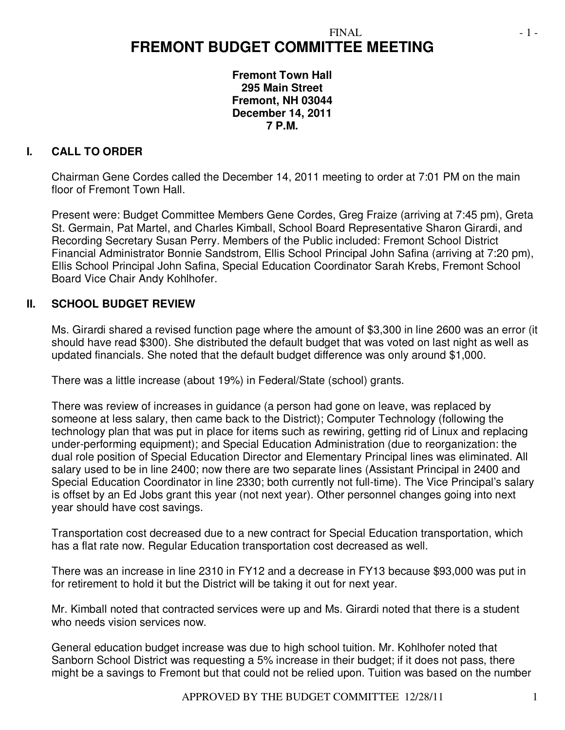FINAL

# FREMONT BUDGET COMMITTEE MEETING

**Fremont Town Hall**
**295 Main Street**
**Fremont, NH 03044**
**December 14, 2011**
**7 P.M.**

## I. CALL TO ORDER

Chairman Gene Cordes called the December 14, 2011 meeting to order at 7:01 PM on the main floor of Fremont Town Hall.

Present were: Budget Committee Members Gene Cordes, Greg Fraize (arriving at 7:45 pm), Greta St. Germain, Pat Martel, and Charles Kimball, School Board Representative Sharon Girardi, and Recording Secretary Susan Perry. Members of the Public included: Fremont School District Financial Administrator Bonnie Sandstrom, Ellis School Principal John Safina (arriving at 7:20 pm), Ellis School Principal John Safina, Special Education Coordinator Sarah Krebs, Fremont School Board Vice Chair Andy Kohlhofer.

## II. SCHOOL BUDGET REVIEW

Ms. Girardi shared a revised function page where the amount of $3,300 in line 2600 was an error (it should have read $300). She distributed the default budget that was voted on last night as well as updated financials. She noted that the default budget difference was only around $1,000.

There was a little increase (about 19%) in Federal/State (school) grants.

There was review of increases in guidance (a person had gone on leave, was replaced by someone at less salary, then came back to the District); Computer Technology (following the technology plan that was put in place for items such as rewiring, getting rid of Linux and replacing under-performing equipment); and Special Education Administration (due to reorganization: the dual role position of Special Education Director and Elementary Principal lines was eliminated. All salary used to be in line 2400; now there are two separate lines (Assistant Principal in 2400 and Special Education Coordinator in line 2330; both currently not full-time). The Vice Principal's salary is offset by an Ed Jobs grant this year (not next year). Other personnel changes going into next year should have cost savings.

Transportation cost decreased due to a new contract for Special Education transportation, which has a flat rate now. Regular Education transportation cost decreased as well.

There was an increase in line 2310 in FY12 and a decrease in FY13 because $93,000 was put in for retirement to hold it but the District will be taking it out for next year.

Mr. Kimball noted that contracted services were up and Ms. Girardi noted that there is a student who needs vision services now.

General education budget increase was due to high school tuition. Mr. Kohlhofer noted that Sanborn School District was requesting a 5% increase in their budget; if it does not pass, there might be a savings to Fremont but that could not be relied upon. Tuition was based on the number

APPROVED BY THE BUDGET COMMITTEE 12/28/11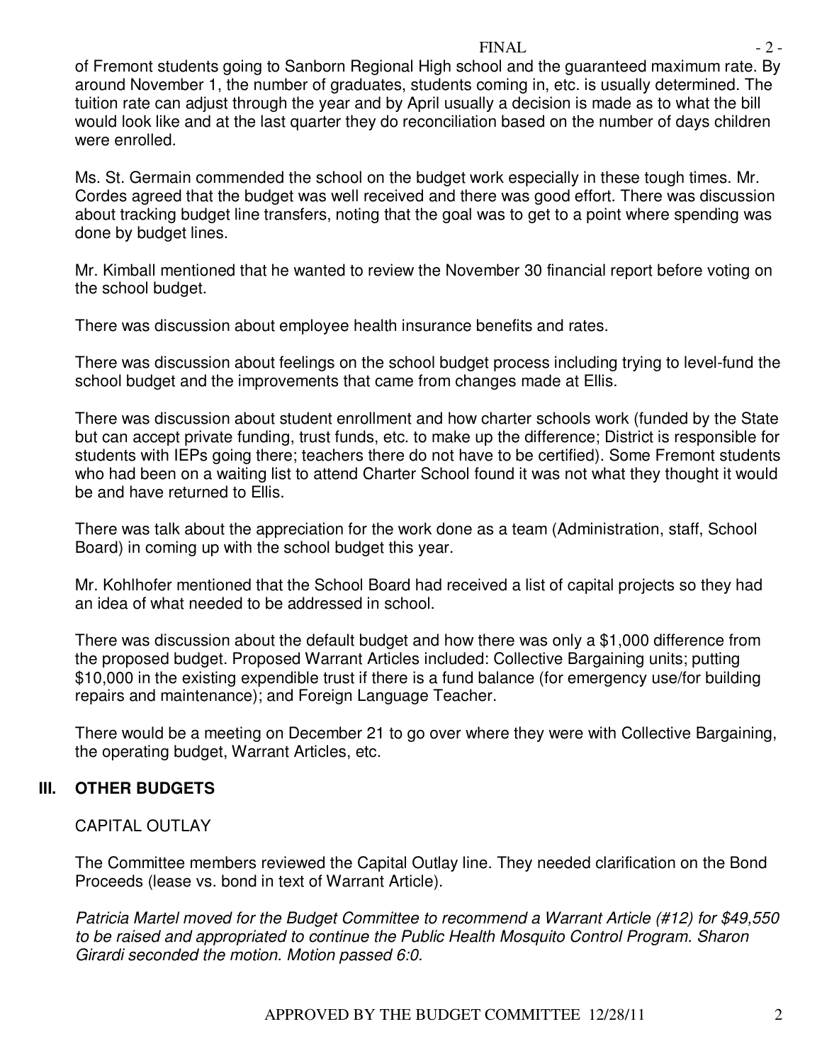of Fremont students going to Sanborn Regional High school and the guaranteed maximum rate. By around November 1, the number of graduates, students coming in, etc. is usually determined. The tuition rate can adjust through the year and by April usually a decision is made as to what the bill would look like and at the last quarter they do reconciliation based on the number of days children were enrolled.

Ms. St. Germain commended the school on the budget work especially in these tough times. Mr. Cordes agreed that the budget was well received and there was good effort. There was discussion about tracking budget line transfers, noting that the goal was to get to a point where spending was done by budget lines.

Mr. Kimball mentioned that he wanted to review the November 30 financial report before voting on the school budget.

There was discussion about employee health insurance benefits and rates.

There was discussion about feelings on the school budget process including trying to level-fund the school budget and the improvements that came from changes made at Ellis.

There was discussion about student enrollment and how charter schools work (funded by the State but can accept private funding, trust funds, etc. to make up the difference; District is responsible for students with IEPs going there; teachers there do not have to be certified). Some Fremont students who had been on a waiting list to attend Charter School found it was not what they thought it would be and have returned to Ellis.

There was talk about the appreciation for the work done as a team (Administration, staff, School Board) in coming up with the school budget this year.

Mr. Kohlhofer mentioned that the School Board had received a list of capital projects so they had an idea of what needed to be addressed in school.

There was discussion about the default budget and how there was only a $1,000 difference from the proposed budget. Proposed Warrant Articles included: Collective Bargaining units; putting $10,000 in the existing expendible trust if there is a fund balance (for emergency use/for building repairs and maintenance); and Foreign Language Teacher.

There would be a meeting on December 21 to go over where they were with Collective Bargaining, the operating budget, Warrant Articles, etc.

## III. OTHER BUDGETS

CAPITAL OUTLAY

The Committee members reviewed the Capital Outlay line. They needed clarification on the Bond Proceeds (lease vs. bond in text of Warrant Article).

*Patricia Martel moved for the Budget Committee to recommend a Warrant Article (#12) for $49,550 to be raised and appropriated to continue the Public Health Mosquito Control Program. Sharon Girardi seconded the motion. Motion passed 6:0.*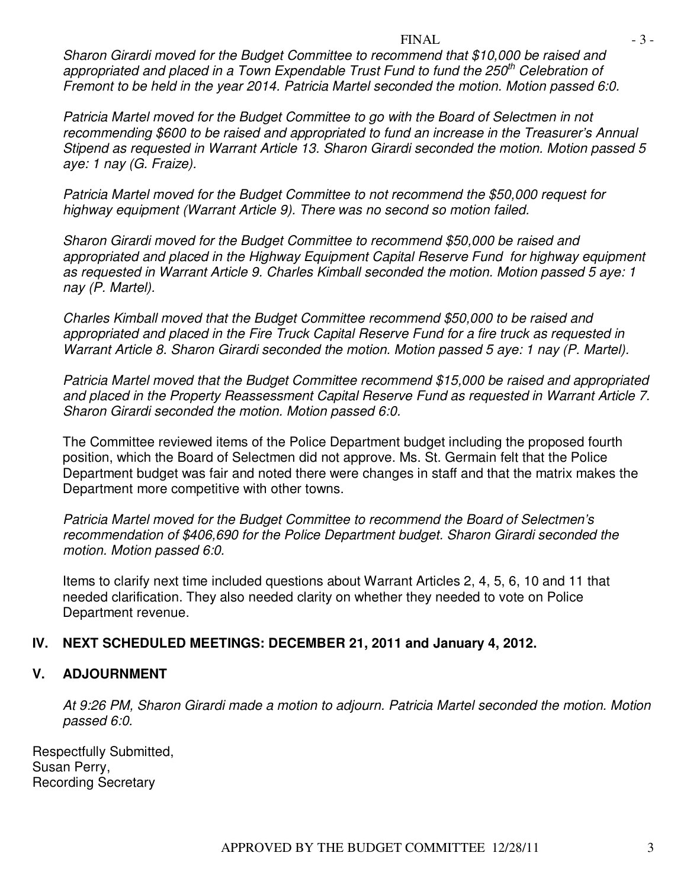*Sharon Girardi moved for the Budget Committee to recommend that $10,000 be raised and appropriated and placed in a Town Expendable Trust Fund to fund the 250th Celebration of Fremont to be held in the year 2014. Patricia Martel seconded the motion. Motion passed 6:0.*

*Patricia Martel moved for the Budget Committee to go with the Board of Selectmen in not recommending $600 to be raised and appropriated to fund an increase in the Treasurer's Annual Stipend as requested in Warrant Article 13. Sharon Girardi seconded the motion. Motion passed 5 aye: 1 nay (G. Fraize).*

*Patricia Martel moved for the Budget Committee to not recommend the $50,000 request for highway equipment (Warrant Article 9). There was no second so motion failed.*

*Sharon Girardi moved for the Budget Committee to recommend $50,000 be raised and appropriated and placed in the Highway Equipment Capital Reserve Fund for highway equipment as requested in Warrant Article 9. Charles Kimball seconded the motion. Motion passed 5 aye: 1 nay (P. Martel).*

*Charles Kimball moved that the Budget Committee recommend $50,000 to be raised and appropriated and placed in the Fire Truck Capital Reserve Fund for a fire truck as requested in Warrant Article 8. Sharon Girardi seconded the motion. Motion passed 5 aye: 1 nay (P. Martel).*

*Patricia Martel moved that the Budget Committee recommend $15,000 be raised and appropriated and placed in the Property Reassessment Capital Reserve Fund as requested in Warrant Article 7. Sharon Girardi seconded the motion. Motion passed 6:0.*

The Committee reviewed items of the Police Department budget including the proposed fourth position, which the Board of Selectmen did not approve. Ms. St. Germain felt that the Police Department budget was fair and noted there were changes in staff and that the matrix makes the Department more competitive with other towns.

*Patricia Martel moved for the Budget Committee to recommend the Board of Selectmen's recommendation of $406,690 for the Police Department budget. Sharon Girardi seconded the motion. Motion passed 6:0.*

Items to clarify next time included questions about Warrant Articles 2, 4, 5, 6, 10 and 11 that needed clarification. They also needed clarity on whether they needed to vote on Police Department revenue.

## IV. NEXT SCHEDULED MEETINGS: DECEMBER 21, 2011 and January 4, 2012.

## V. ADJOURNMENT

*At 9:26 PM, Sharon Girardi made a motion to adjourn. Patricia Martel seconded the motion. Motion passed 6:0.*

Respectfully Submitted,
Susan Perry,
Recording Secretary

APPROVED BY THE BUDGET COMMITTEE 12/28/11